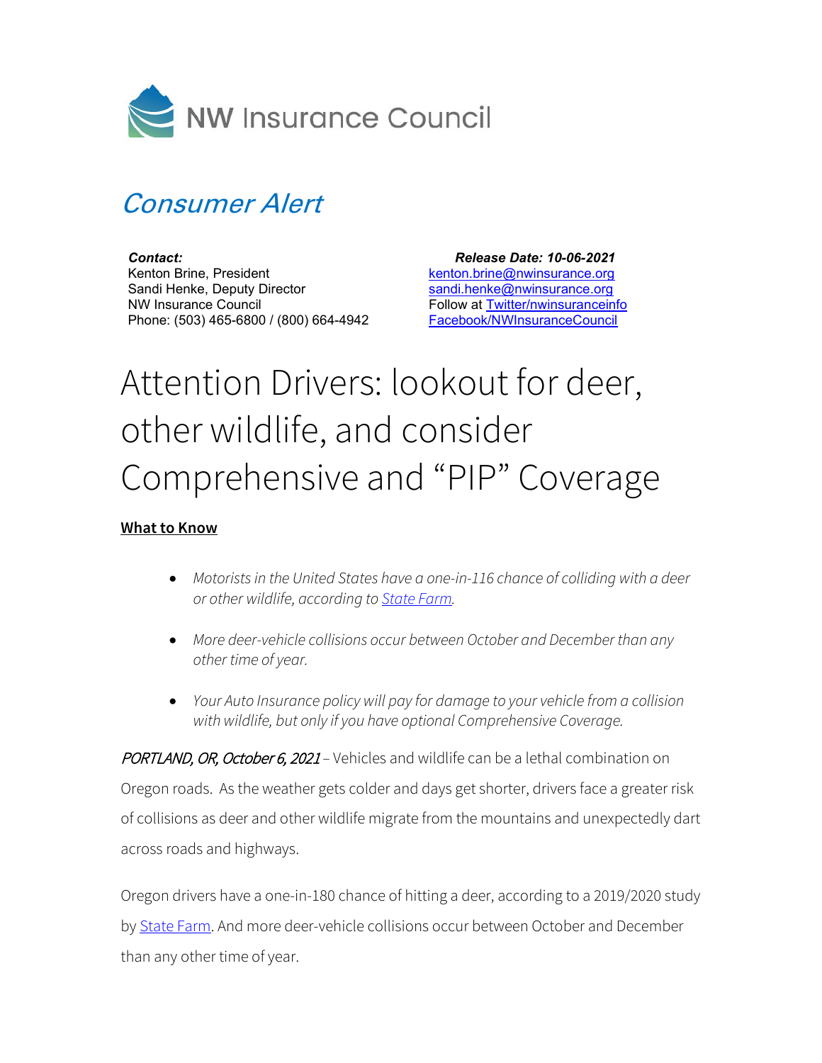NW Insurance Council

## *Consumer Alert*

***Contact:***
Kenton Brine, President
Sandi Henke, Deputy Director
NW Insurance Council
Phone: (503) 465-6800 / (800) 664-4942

***Release Date: 10-06-2021***
kenton.brine@nwinsurance.org
sandi.henke@nwinsurance.org
Follow at Twitter/nwinsuranceinfo
Facebook/NWInsuranceCouncil

# Attention Drivers: lookout for deer, other wildlife, and consider Comprehensive and "PIP" Coverage

**What to Know**

- *Motorists in the United States have a one-in-116 chance of colliding with a deer or other wildlife, according to State Farm.*
- *More deer-vehicle collisions occur between October and December than any other time of year.*
- *Your Auto Insurance policy will pay for damage to your vehicle from a collision with wildlife, but only if you have optional Comprehensive Coverage.*

*PORTLAND, OR, October 6, 2021* – Vehicles and wildlife can be a lethal combination on Oregon roads. As the weather gets colder and days get shorter, drivers face a greater risk of collisions as deer and other wildlife migrate from the mountains and unexpectedly dart across roads and highways.

Oregon drivers have a one-in-180 chance of hitting a deer, according to a 2019/2020 study by State Farm. And more deer-vehicle collisions occur between October and December than any other time of year.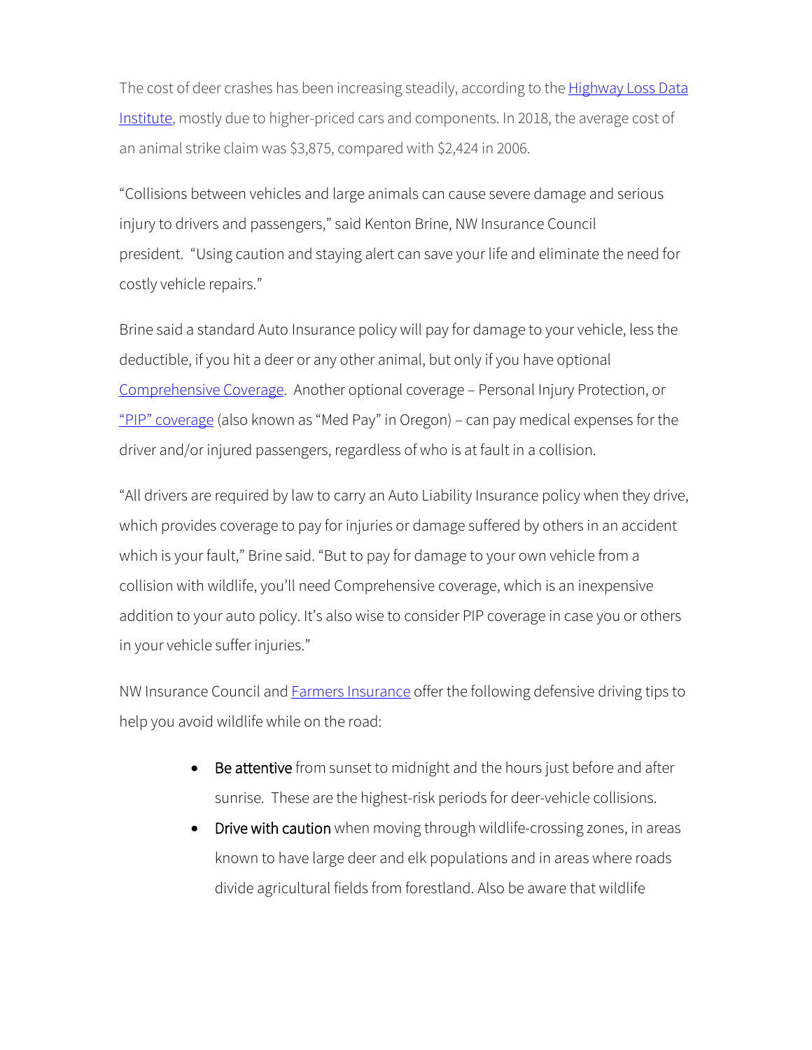The cost of deer crashes has been increasing steadily, according to the Highway Loss Data Institute, mostly due to higher-priced cars and components. In 2018, the average cost of an animal strike claim was $3,875, compared with $2,424 in 2006.

"Collisions between vehicles and large animals can cause severe damage and serious injury to drivers and passengers," said Kenton Brine, NW Insurance Council president. "Using caution and staying alert can save your life and eliminate the need for costly vehicle repairs."

Brine said a standard Auto Insurance policy will pay for damage to your vehicle, less the deductible, if you hit a deer or any other animal, but only if you have optional Comprehensive Coverage. Another optional coverage – Personal Injury Protection, or "PIP" coverage (also known as "Med Pay" in Oregon) – can pay medical expenses for the driver and/or injured passengers, regardless of who is at fault in a collision.

"All drivers are required by law to carry an Auto Liability Insurance policy when they drive, which provides coverage to pay for injuries or damage suffered by others in an accident which is your fault," Brine said. "But to pay for damage to your own vehicle from a collision with wildlife, you'll need Comprehensive coverage, which is an inexpensive addition to your auto policy. It's also wise to consider PIP coverage in case you or others in your vehicle suffer injuries."

NW Insurance Council and Farmers Insurance offer the following defensive driving tips to help you avoid wildlife while on the road:

- **Be attentive** from sunset to midnight and the hours just before and after sunrise. These are the highest-risk periods for deer-vehicle collisions.
- **Drive with caution** when moving through wildlife-crossing zones, in areas known to have large deer and elk populations and in areas where roads divide agricultural fields from forestland. Also be aware that wildlife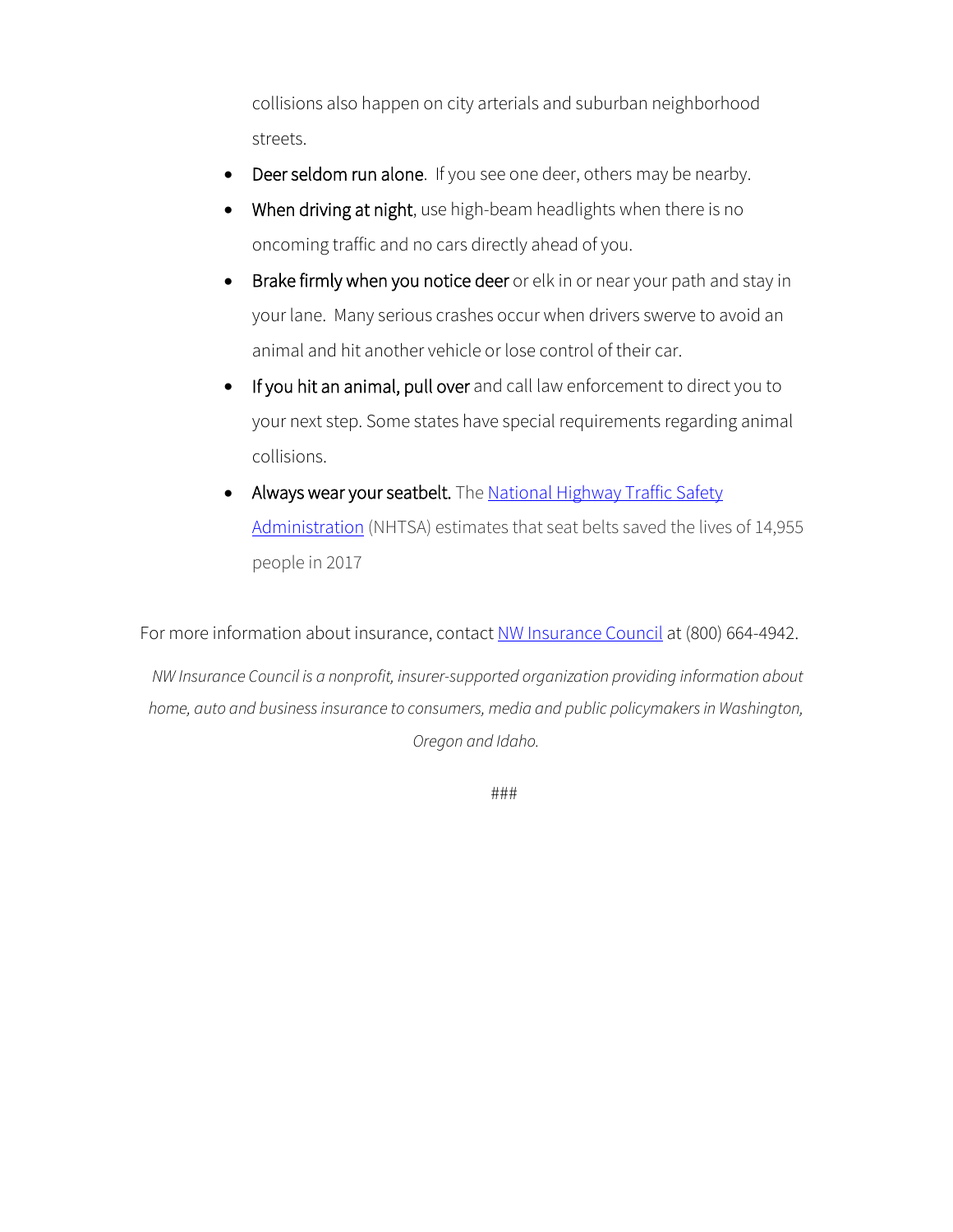collisions also happen on city arterials and suburban neighborhood streets.

- **Deer seldom run alone**. If you see one deer, others may be nearby.
- **When driving at night**, use high-beam headlights when there is no oncoming traffic and no cars directly ahead of you.
- **Brake firmly when you notice deer** or elk in or near your path and stay in your lane. Many serious crashes occur when drivers swerve to avoid an animal and hit another vehicle or lose control of their car.
- **If you hit an animal, pull over** and call law enforcement to direct you to your next step. Some states have special requirements regarding animal collisions.
- **Always wear your seatbelt.** The National Highway Traffic Safety Administration (NHTSA) estimates that seat belts saved the lives of 14,955 people in 2017

For more information about insurance, contact NW Insurance Council at (800) 664-4942.

*NW Insurance Council is a nonprofit, insurer-supported organization providing information about home, auto and business insurance to consumers, media and public policymakers in Washington, Oregon and Idaho.*

###